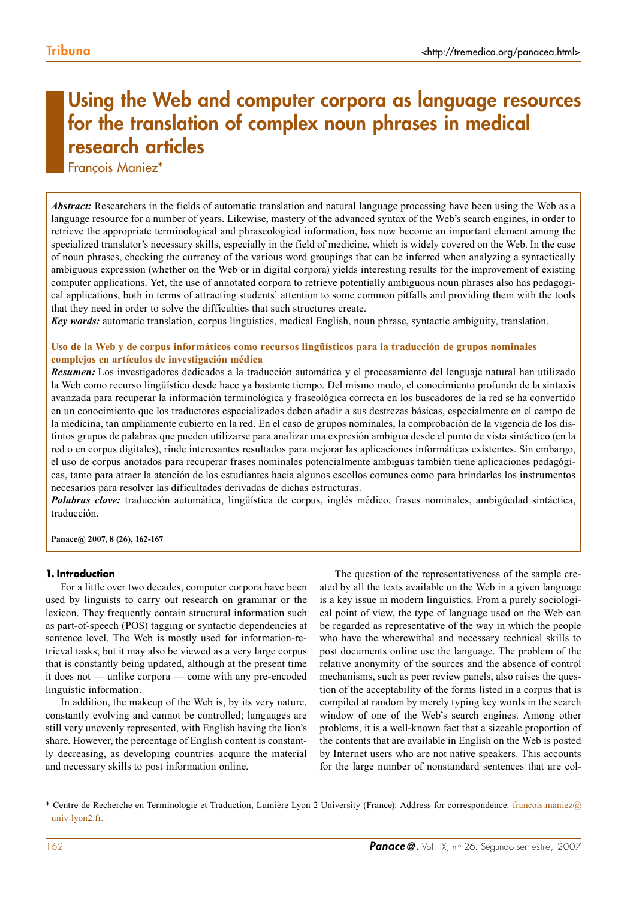# Using the Web and computer corpora as language resources for the translation of complex noun phrases in medical research articles

François Maniez*

***Abstract:*** Researchers in the fields of automatic translation and natural language processing have been using the Web as a language resource for a number of years. Likewise, mastery of the advanced syntax of the Web's search engines, in order to retrieve the appropriate terminological and phraseological information, has now become an important element among the specialized translator's necessary skills, especially in the field of medicine, which is widely covered on the Web. In the case of noun phrases, checking the currency of the various word groupings that can be inferred when analyzing a syntactically ambiguous expression (whether on the Web or in digital corpora) yields interesting results for the improvement of existing computer applications. Yet, the use of annotated corpora to retrieve potentially ambiguous noun phrases also has pedagogical applications, both in terms of attracting students' attention to some common pitfalls and providing them with the tools that they need in order to solve the difficulties that such structures create.

***Key words:*** automatic translation, corpus linguistics, medical English, noun phrase, syntactic ambiguity, translation.

**Uso de la Web y de corpus informáticos como recursos lingüísticos para la traducción de grupos nominales complejos en artículos de investigación médica**

***Resumen:*** Los investigadores dedicados a la traducción automática y el procesamiento del lenguaje natural han utilizado la Web como recurso lingüístico desde hace ya bastante tiempo. Del mismo modo, el conocimiento profundo de la sintaxis avanzada para recuperar la información terminológica y fraseológica correcta en los buscadores de la red se ha convertido en un conocimiento que los traductores especializados deben añadir a sus destrezas básicas, especialmente en el campo de la medicina, tan ampliamente cubierto en la red. En el caso de grupos nominales, la comprobación de la vigencia de los distintos grupos de palabras que pueden utilizarse para analizar una expresión ambigua desde el punto de vista sintáctico (en la red o en corpus digitales), rinde interesantes resultados para mejorar las aplicaciones informáticas existentes. Sin embargo, el uso de corpus anotados para recuperar frases nominales potencialmente ambiguas también tiene aplicaciones pedagógicas, tanto para atraer la atención de los estudiantes hacia algunos escollos comunes como para brindarles los instrumentos necesarios para resolver las dificultades derivadas de dichas estructuras.

***Palabras clave:*** traducción automática, lingüística de corpus, inglés médico, frases nominales, ambigüedad sintáctica, traducción.

**Panace@ 2007, 8 (26), 162-167**

## 1. Introduction

For a little over two decades, computer corpora have been used by linguists to carry out research on grammar or the lexicon. They frequently contain structural information such as part-of-speech (POS) tagging or syntactic dependencies at sentence level. The Web is mostly used for information-retrieval tasks, but it may also be viewed as a very large corpus that is constantly being updated, although at the present time it does not — unlike corpora — come with any pre-encoded linguistic information.

In addition, the makeup of the Web is, by its very nature, constantly evolving and cannot be controlled; languages are still very unevenly represented, with English having the lion's share. However, the percentage of English content is constantly decreasing, as developing countries acquire the material and necessary skills to post information online.

The question of the representativeness of the sample created by all the texts available on the Web in a given language is a key issue in modern linguistics. From a purely sociological point of view, the type of language used on the Web can be regarded as representative of the way in which the people who have the wherewithal and necessary technical skills to post documents online use the language. The problem of the relative anonymity of the sources and the absence of control mechanisms, such as peer review panels, also raises the question of the acceptability of the forms listed in a corpus that is compiled at random by merely typing key words in the search window of one of the Web's search engines. Among other problems, it is a well-known fact that a sizeable proportion of the contents that are available in English on the Web is posted by Internet users who are not native speakers. This accounts for the large number of nonstandard sentences that are col-

* Centre de Recherche en Terminologie et Traduction, Lumière Lyon 2 University (France): Address for correspondence: francois.maniez@univ-lyon2.fr.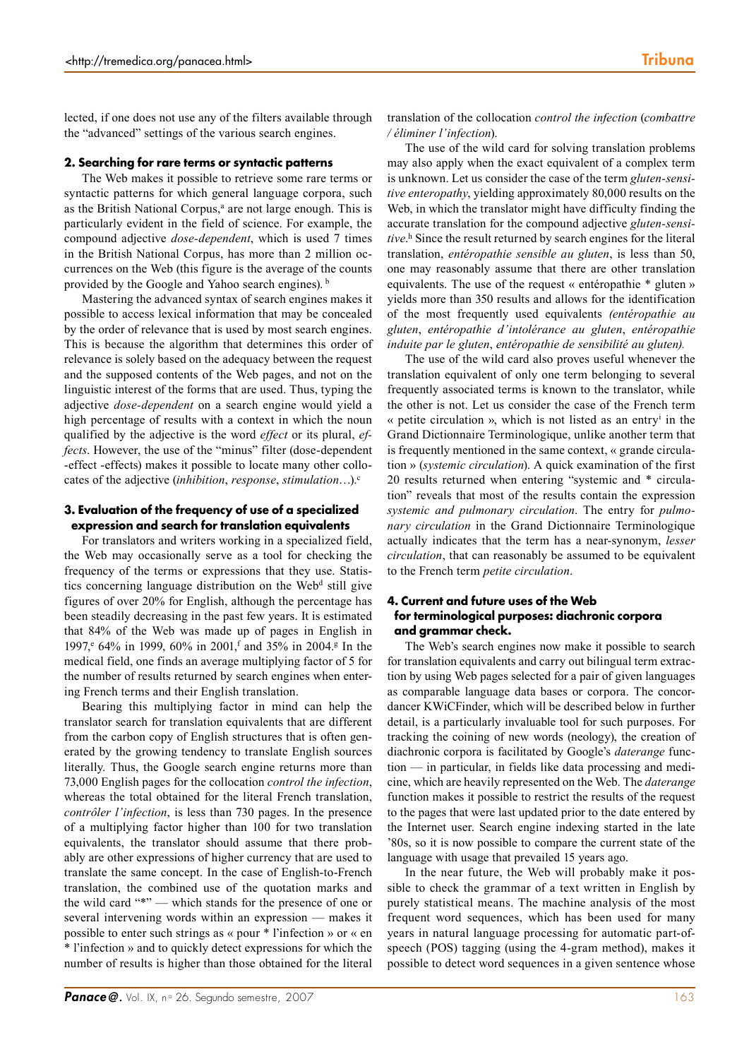lected, if one does not use any of the filters available through the "advanced" settings of the various search engines.

### 2. Searching for rare terms or syntactic patterns

The Web makes it possible to retrieve some rare terms or syntactic patterns for which general language corpora, such as the British National Corpus,[a] are not large enough. This is particularly evident in the field of science. For example, the compound adjective *dose-dependent*, which is used 7 times in the British National Corpus, has more than 2 million occurrences on the Web (this figure is the average of the counts provided by the Google and Yahoo search engines).[b]

Mastering the advanced syntax of search engines makes it possible to access lexical information that may be concealed by the order of relevance that is used by most search engines. This is because the algorithm that determines this order of relevance is solely based on the adequacy between the request and the supposed contents of the Web pages, and not on the linguistic interest of the forms that are used. Thus, typing the adjective *dose-dependent* on a search engine would yield a high percentage of results with a context in which the noun qualified by the adjective is the word *effect* or its plural, *effects*. However, the use of the "minus" filter (dose-dependent -effect -effects) makes it possible to locate many other collocates of the adjective (*inhibition*, *response*, *stimulation*…).[c]

### 3. Evaluation of the frequency of use of a specialized expression and search for translation equivalents

For translators and writers working in a specialized field, the Web may occasionally serve as a tool for checking the frequency of the terms or expressions that they use. Statistics concerning language distribution on the Web[d] still give figures of over 20% for English, although the percentage has been steadily decreasing in the past few years. It is estimated that 84% of the Web was made up of pages in English in 1997,[e] 64% in 1999, 60% in 2001,[f] and 35% in 2004.[g] In the medical field, one finds an average multiplying factor of 5 for the number of results returned by search engines when entering French terms and their English translation.

Bearing this multiplying factor in mind can help the translator search for translation equivalents that are different from the carbon copy of English structures that is often generated by the growing tendency to translate English sources literally. Thus, the Google search engine returns more than 73,000 English pages for the collocation *control the infection*, whereas the total obtained for the literal French translation, *contrôler l'infection*, is less than 730 pages. In the presence of a multiplying factor higher than 100 for two translation equivalents, the translator should assume that there probably are other expressions of higher currency that are used to translate the same concept. In the case of English-to-French translation, the combined use of the quotation marks and the wild card "*" — which stands for the presence of one or several intervening words within an expression — makes it possible to enter such strings as « pour * l'infection » or « en * l'infection » and to quickly detect expressions for which the number of results is higher than those obtained for the literal translation of the collocation *control the infection* (*combattre / éliminer l'infection*).

The use of the wild card for solving translation problems may also apply when the exact equivalent of a complex term is unknown. Let us consider the case of the term *gluten-sensitive enteropathy*, yielding approximately 80,000 results on the Web, in which the translator might have difficulty finding the accurate translation for the compound adjective *gluten-sensitive*.[h] Since the result returned by search engines for the literal translation, *entéropathie sensible au gluten*, is less than 50, one may reasonably assume that there are other translation equivalents. The use of the request « entéropathie * gluten » yields more than 350 results and allows for the identification of the most frequently used equivalents *(entéropathie au gluten*, *entéropathie d'intolérance au gluten*, *entéropathie induite par le gluten*, *entéropathie de sensibilité au gluten).*

The use of the wild card also proves useful whenever the translation equivalent of only one term belonging to several frequently associated terms is known to the translator, while the other is not. Let us consider the case of the French term « petite circulation », which is not listed as an entry[i] in the Grand Dictionnaire Terminologique, unlike another term that is frequently mentioned in the same context, « grande circulation » (*systemic circulation*). A quick examination of the first 20 results returned when entering "systemic and * circulation" reveals that most of the results contain the expression *systemic and pulmonary circulation*. The entry for *pulmonary circulation* in the Grand Dictionnaire Terminologique actually indicates that the term has a near-synonym, *lesser circulation*, that can reasonably be assumed to be equivalent to the French term *petite circulation*.

### 4. Current and future uses of the Web for terminological purposes: diachronic corpora and grammar check.

The Web's search engines now make it possible to search for translation equivalents and carry out bilingual term extraction by using Web pages selected for a pair of given languages as comparable language data bases or corpora. The concordancer KWiCFinder, which will be described below in further detail, is a particularly invaluable tool for such purposes. For tracking the coining of new words (neology), the creation of diachronic corpora is facilitated by Google's *daterange* function — in particular, in fields like data processing and medicine, which are heavily represented on the Web. The *daterange* function makes it possible to restrict the results of the request to the pages that were last updated prior to the date entered by the Internet user. Search engine indexing started in the late '80s, so it is now possible to compare the current state of the language with usage that prevailed 15 years ago.

In the near future, the Web will probably make it possible to check the grammar of a text written in English by purely statistical means. The machine analysis of the most frequent word sequences, which has been used for many years in natural language processing for automatic part-of-speech (POS) tagging (using the 4-gram method), makes it possible to detect word sequences in a given sentence whose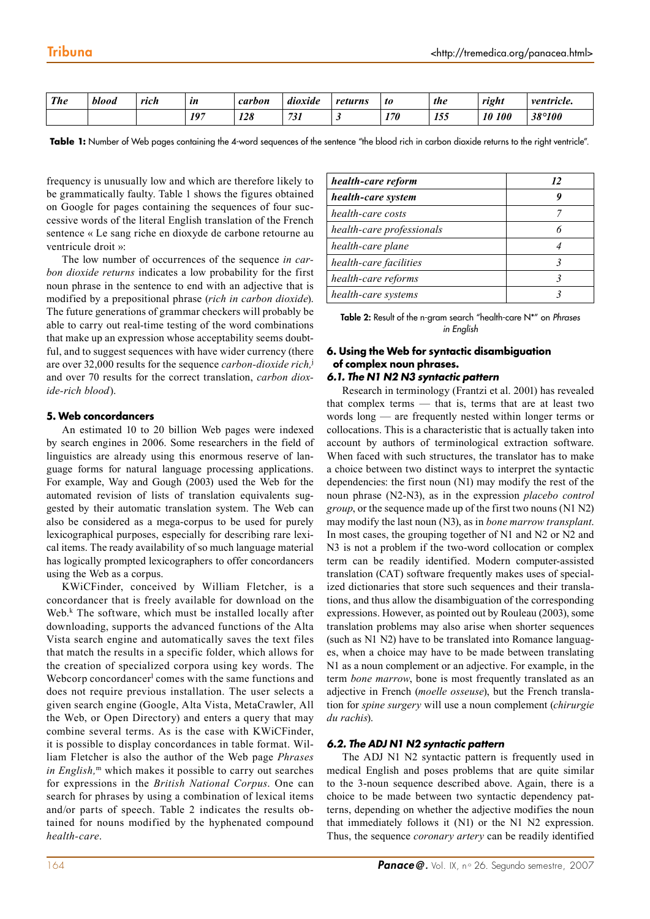| *The* | *blood* | *rich* | *in* | *carbon* | *dioxide* | *returns* | *to* | *the* | *right* | *ventricle.* |
|---|---|---|---|---|---|---|---|---|---|---|
| | | | *197* | *128* | *731* | *3* | *170* | *155* | *10 100* | *38°100* |

**Table 1:** Number of Web pages containing the 4-word sequences of the sentence "the blood rich in carbon dioxide returns to the right ventricle".

frequency is unusually low and which are therefore likely to be grammatically faulty. Table 1 shows the figures obtained on Google for pages containing the sequences of four successive words of the literal English translation of the French sentence « Le sang riche en dioxyde de carbone retourne au ventricule droit »:

The low number of occurrences of the sequence *in carbon dioxide returns* indicates a low probability for the first noun phrase in the sentence to end with an adjective that is modified by a prepositional phrase (*rich in carbon dioxide*). The future generations of grammar checkers will probably be able to carry out real-time testing of the word combinations that make up an expression whose acceptability seems doubtful, and to suggest sequences with have wider currency (there are over 32,000 results for the sequence *carbon-dioxide rich,*[j] and over 70 results for the correct translation, *carbon dioxide-rich blood*).

### 5. Web concordancers

An estimated 10 to 20 billion Web pages were indexed by search engines in 2006. Some researchers in the field of linguistics are already using this enormous reserve of language forms for natural language processing applications. For example, Way and Gough (2003) used the Web for the automated revision of lists of translation equivalents suggested by their automatic translation system. The Web can also be considered as a mega-corpus to be used for purely lexicographical purposes, especially for describing rare lexical items. The ready availability of so much language material has logically prompted lexicographers to offer concordancers using the Web as a corpus.

KWiCFinder, conceived by William Fletcher, is a concordancer that is freely available for download on the Web.[k] The software, which must be installed locally after downloading, supports the advanced functions of the Alta Vista search engine and automatically saves the text files that match the results in a specific folder, which allows for the creation of specialized corpora using key words. The Webcorp concordancer[l] comes with the same functions and does not require previous installation. The user selects a given search engine (Google, Alta Vista, MetaCrawler, All the Web, or Open Directory) and enters a query that may combine several terms. As is the case with KWiCFinder, it is possible to display concordances in table format. William Fletcher is also the author of the Web page *Phrases in English,*[m] which makes it possible to carry out searches for expressions in the *British National Corpus.* One can search for phrases by using a combination of lexical items and/or parts of speech. Table 2 indicates the results obtained for nouns modified by the hyphenated compound *health-care*.

| *health-care reform* | *12* |
|---|---|
| ***health-care system*** | ***9*** |
| *health-care costs* | *7* |
| *health-care professionals* | *6* |
| *health-care plane* | *4* |
| *health-care facilities* | *3* |
| *health-care reforms* | *3* |
| *health-care systems* | *3* |

**Table 2:** Result of the n-gram search "health-care N*" on *Phrases in English*

### 6. Using the Web for syntactic disambiguation of complex noun phrases.

#### *6.1. The N1 N2 N3 syntactic pattern*

Research in terminology (Frantzi et al. 2001) has revealed that complex terms — that is, terms that are at least two words long — are frequently nested within longer terms or collocations. This is a characteristic that is actually taken into account by authors of terminological extraction software. When faced with such structures, the translator has to make a choice between two distinct ways to interpret the syntactic dependencies: the first noun (N1) may modify the rest of the noun phrase (N2-N3), as in the expression *placebo control group*, or the sequence made up of the first two nouns (N1 N2) may modify the last noun (N3), as in *bone marrow transplant.* In most cases, the grouping together of N1 and N2 or N2 and N3 is not a problem if the two-word collocation or complex term can be readily identified. Modern computer-assisted translation (CAT) software frequently makes uses of specialized dictionaries that store such sequences and their translations, and thus allow the disambiguation of the corresponding expressions. However, as pointed out by Rouleau (2003), some translation problems may also arise when shorter sequences (such as N1 N2) have to be translated into Romance languages, when a choice may have to be made between translating N1 as a noun complement or an adjective. For example, in the term *bone marrow*, bone is most frequently translated as an adjective in French (*moelle osseuse*), but the French translation for *spine surgery* will use a noun complement (*chirurgie du rachis*).

#### *6.2. The ADJ N1 N2 syntactic pattern*

The ADJ N1 N2 syntactic pattern is frequently used in medical English and poses problems that are quite similar to the 3-noun sequence described above. Again, there is a choice to be made between two syntactic dependency patterns, depending on whether the adjective modifies the noun that immediately follows it (N1) or the N1 N2 expression. Thus, the sequence *coronary artery* can be readily identified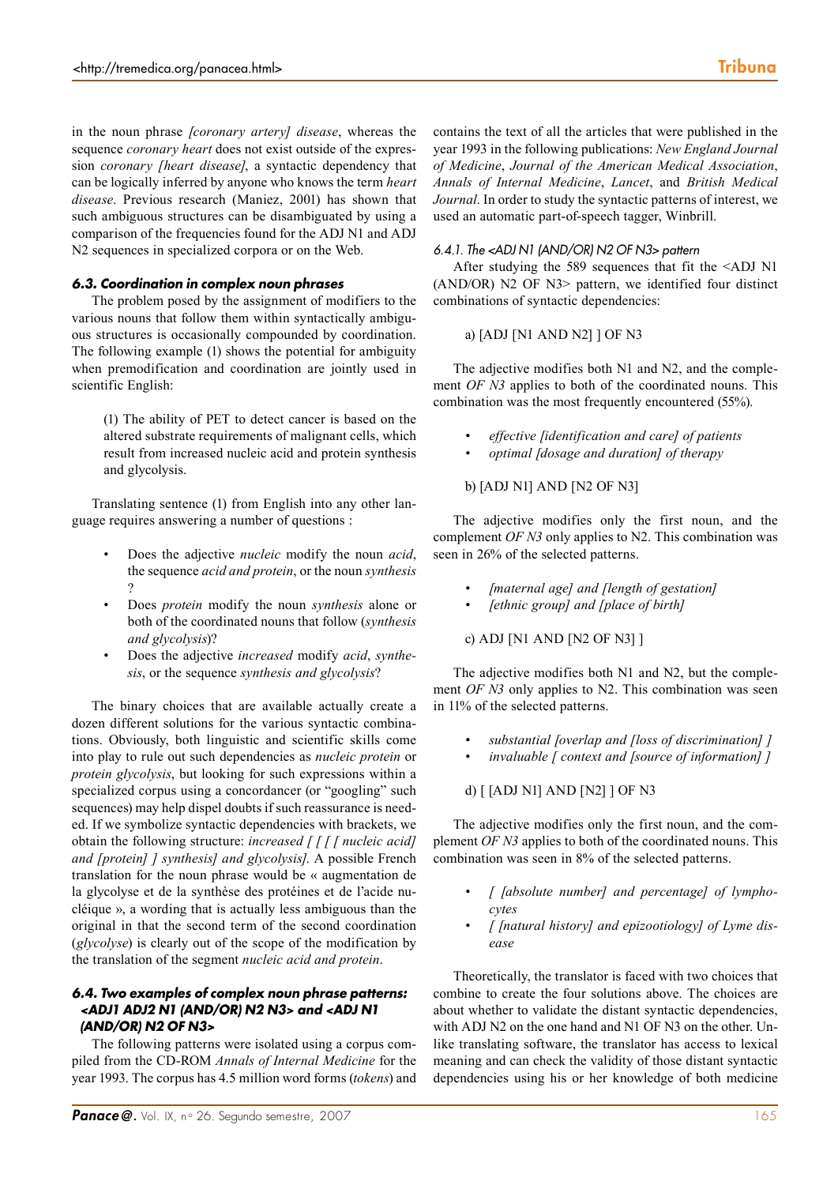in the noun phrase *[coronary artery] disease*, whereas the sequence *coronary heart* does not exist outside of the expression *coronary [heart disease]*, a syntactic dependency that can be logically inferred by anyone who knows the term *heart disease*. Previous research (Maniez, 2001) has shown that such ambiguous structures can be disambiguated by using a comparison of the frequencies found for the ADJ N1 and ADJ N2 sequences in specialized corpora or on the Web.

### 6.3. Coordination in complex noun phrases

The problem posed by the assignment of modifiers to the various nouns that follow them within syntactically ambiguous structures is occasionally compounded by coordination. The following example (1) shows the potential for ambiguity when premodification and coordination are jointly used in scientific English:

> (1) The ability of PET to detect cancer is based on the altered substrate requirements of malignant cells, which result from increased nucleic acid and protein synthesis and glycolysis.

Translating sentence (1) from English into any other language requires answering a number of questions :

- Does the adjective *nucleic* modify the noun *acid*, the sequence *acid and protein*, or the noun *synthesis* ?
- Does *protein* modify the noun *synthesis* alone or both of the coordinated nouns that follow (*synthesis and glycolysis*)?
- Does the adjective *increased* modify *acid*, *synthesis*, or the sequence *synthesis and glycolysis*?

The binary choices that are available actually create a dozen different solutions for the various syntactic combinations. Obviously, both linguistic and scientific skills come into play to rule out such dependencies as *nucleic protein* or *protein glycolysis*, but looking for such expressions within a specialized corpus using a concordancer (or "googling" such sequences) may help dispel doubts if such reassurance is needed. If we symbolize syntactic dependencies with brackets, we obtain the following structure: *increased [ [ [ [ nucleic acid] and [protein] ] synthesis] and glycolysis]*. A possible French translation for the noun phrase would be « augmentation de la glycolyse et de la synthèse des protéines et de l'acide nucléique », a wording that is actually less ambiguous than the original in that the second term of the second coordination (*glycolyse*) is clearly out of the scope of the modification by the translation of the segment *nucleic acid and protein*.

### 6.4. Two examples of complex noun phrase patterns: <ADJ1 ADJ2 N1 (AND/OR) N2 N3> and <ADJ N1 (AND/OR) N2 OF N3>

The following patterns were isolated using a corpus compiled from the CD-ROM *Annals of Internal Medicine* for the year 1993. The corpus has 4.5 million word forms (*tokens*) and contains the text of all the articles that were published in the year 1993 in the following publications: *New England Journal of Medicine*, *Journal of the American Medical Association*, *Annals of Internal Medicine*, *Lancet*, and *British Medical Journal*. In order to study the syntactic patterns of interest, we used an automatic part-of-speech tagger, Winbrill.

#### 6.4.1. The <ADJ N1 (AND/OR) N2 OF N3> pattern

After studying the 589 sequences that fit the <ADJ N1 (AND/OR) N2 OF N3> pattern, we identified four distinct combinations of syntactic dependencies:

a) [ADJ [N1 AND N2] ] OF N3

The adjective modifies both N1 and N2, and the complement *OF N3* applies to both of the coordinated nouns. This combination was the most frequently encountered (55%).

- *effective [identification and care] of patients*
- *optimal [dosage and duration] of therapy*

b) [ADJ N1] AND [N2 OF N3]

The adjective modifies only the first noun, and the complement *OF N3* only applies to N2. This combination was seen in 26% of the selected patterns.

- *[maternal age] and [length of gestation]*
- *[ethnic group] and [place of birth]*

c) ADJ [N1 AND [N2 OF N3] ]

The adjective modifies both N1 and N2, but the complement *OF N3* only applies to N2. This combination was seen in 11% of the selected patterns.

- *substantial [overlap and [loss of discrimination] ]*
- *invaluable [ context and [source of information] ]*

d) [ [ADJ N1] AND [N2] ] OF N3

The adjective modifies only the first noun, and the complement *OF N3* applies to both of the coordinated nouns. This combination was seen in 8% of the selected patterns.

- *[ [absolute number] and percentage] of lymphocytes*
- *[ [natural history] and epizootiology] of Lyme disease*

Theoretically, the translator is faced with two choices that combine to create the four solutions above. The choices are about whether to validate the distant syntactic dependencies, with ADJ N2 on the one hand and N1 OF N3 on the other. Unlike translating software, the translator has access to lexical meaning and can check the validity of those distant syntactic dependencies using his or her knowledge of both medicine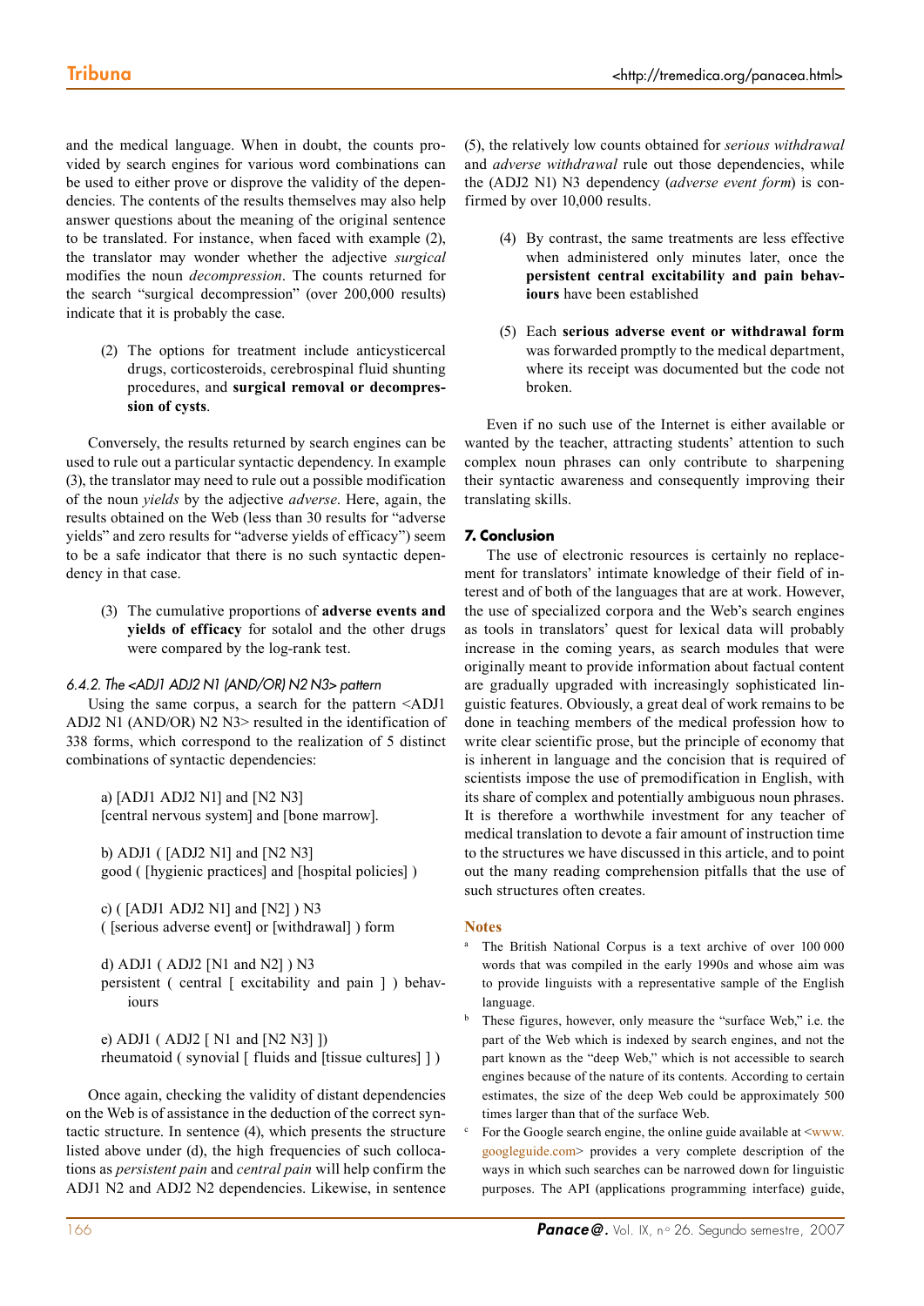and the medical language. When in doubt, the counts provided by search engines for various word combinations can be used to either prove or disprove the validity of the dependencies. The contents of the results themselves may also help answer questions about the meaning of the original sentence to be translated. For instance, when faced with example (2), the translator may wonder whether the adjective *surgical* modifies the noun *decompression*. The counts returned for the search "surgical decompression" (over 200,000 results) indicate that it is probably the case.

> (2) The options for treatment include anticysticercal drugs, corticosteroids, cerebrospinal fluid shunting procedures, and **surgical removal or decompression of cysts**.

Conversely, the results returned by search engines can be used to rule out a particular syntactic dependency. In example (3), the translator may need to rule out a possible modification of the noun *yields* by the adjective *adverse*. Here, again, the results obtained on the Web (less than 30 results for "adverse yields" and zero results for "adverse yields of efficacy") seem to be a safe indicator that there is no such syntactic dependency in that case.

> (3) The cumulative proportions of **adverse events and yields of efficacy** for sotalol and the other drugs were compared by the log-rank test.

#### *6.4.2. The <ADJ1 ADJ2 N1 (AND/OR) N2 N3> pattern*

Using the same corpus, a search for the pattern <ADJ1 ADJ2 N1 (AND/OR) N2 N3> resulted in the identification of 338 forms, which correspond to the realization of 5 distinct combinations of syntactic dependencies:

a) [ADJ1 ADJ2 N1] and [N2 N3]
[central nervous system] and [bone marrow].

b) ADJ1 ( [ADJ2 N1] and [N2 N3]
good ( [hygienic practices] and [hospital policies] )

c) ( [ADJ1 ADJ2 N1] and [N2] ) N3
( [serious adverse event] or [withdrawal] ) form

d) ADJ1 ( ADJ2 [N1 and N2] ) N3
persistent ( central [ excitability and pain ] ) behaviours

e) ADJ1 ( ADJ2 [ N1 and [N2 N3] ])
rheumatoid ( synovial [ fluids and [tissue cultures] ] )

Once again, checking the validity of distant dependencies on the Web is of assistance in the deduction of the correct syntactic structure. In sentence (4), which presents the structure listed above under (d), the high frequencies of such collocations as *persistent pain* and *central pain* will help confirm the ADJ1 N2 and ADJ2 N2 dependencies. Likewise, in sentence (5), the relatively low counts obtained for *serious withdrawal* and *adverse withdrawal* rule out those dependencies, while the (ADJ2 N1) N3 dependency (*adverse event form*) is confirmed by over 10,000 results.

> (4) By contrast, the same treatments are less effective when administered only minutes later, once the **persistent central excitability and pain behaviours** have been established

> (5) Each **serious adverse event or withdrawal form** was forwarded promptly to the medical department, where its receipt was documented but the code not broken.

Even if no such use of the Internet is either available or wanted by the teacher, attracting students' attention to such complex noun phrases can only contribute to sharpening their syntactic awareness and consequently improving their translating skills.

### 7. Conclusion

The use of electronic resources is certainly no replacement for translators' intimate knowledge of their field of interest and of both of the languages that are at work. However, the use of specialized corpora and the Web's search engines as tools in translators' quest for lexical data will probably increase in the coming years, as search modules that were originally meant to provide information about factual content are gradually upgraded with increasingly sophisticated linguistic features. Obviously, a great deal of work remains to be done in teaching members of the medical profession how to write clear scientific prose, but the principle of economy that is inherent in language and the concision that is required of scientists impose the use of premodification in English, with its share of complex and potentially ambiguous noun phrases. It is therefore a worthwhile investment for any teacher of medical translation to devote a fair amount of instruction time to the structures we have discussed in this article, and to point out the many reading comprehension pitfalls that the use of such structures often creates.

### Notes

[a] The British National Corpus is a text archive of over 100 000 words that was compiled in the early 1990s and whose aim was to provide linguists with a representative sample of the English language.

[b] These figures, however, only measure the "surface Web," i.e. the part of the Web which is indexed by search engines, and not the part known as the "deep Web," which is not accessible to search engines because of the nature of its contents. According to certain estimates, the size of the deep Web could be approximately 500 times larger than that of the surface Web.

[c] For the Google search engine, the online guide available at <www.googleguide.com> provides a very complete description of the ways in which such searches can be narrowed down for linguistic purposes. The API (applications programming interface) guide,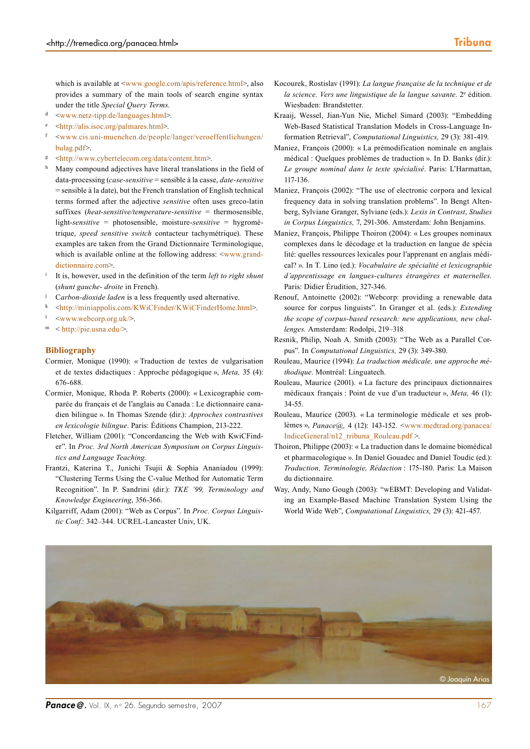which is available at <www.google.com/apis/reference.html>, also provides a summary of the main tools of search engine syntax under the title *Special Query Terms*.

[d] <www.netz-tipp.de/languages.html>.

[e] <http://alis.isoc.org/palmares.html>.

[f] <www.cis.uni-muenchen.de/people/langer/veroeffentlichungen/bulag.pdf>.

[g] <http://www.cybertelecom.org/data/content.htm>.

[h] Many compound adjectives have literal translations in the field of data-processing (*case-sensitive* = sensible à la casse, *date-sensitive* = sensible à la date), but the French translation of English technical terms formed after the adjective *sensitive* often uses greco-latin suffixes (*heat-sensitive/temperature-sensitive* = thermosensible, light-*sensitive* = photosensible, moisture-*sensitive* = hygrométrique, *speed sensitive switch* contacteur tachymétrique). These examples are taken from the Grand Dictionnaire Terminologique, which is available online at the following address: <www.grand-dictionnaire.com>.

[i] It is, however, used in the definition of the term *left to right shunt* (*shunt gauche- droite* in French).

[j] *Carbon-dioxide laden* is a less frequently used alternative.

[k] <http://miniappolis.com/KWiCFinder/KWiCFinderHome.html>.

[l] <www.webcorp.org.uk/>.

[m] < http://pie.usna.edu/>.

## Bibliography

Cormier, Monique (1990): « Traduction de textes de vulgarisation et de textes didactiques : Approche pédagogique », *Meta,* 35 (4): 676-688.

Cormier, Monique, Rhoda P. Roberts (2000): « Lexicographie comparée du français et de l'anglais au Canada : Le dictionnaire canadien bilingue ». In Thomas Szende (dir.): *Approches contrastives en lexicologie bilingue*. Paris: Éditions Champion, 213-222.

Fletcher, William (2001): "Concordancing the Web with KwiCFinder". In *Proc. 3rd North American Symposium on Corpus Linguistics and Language Teaching.*

Frantzi, Katerina T., Junichi Tsujii & Sophia Ananiadou (1999): "Clustering Terms Using the C-value Method for Automatic Term Recognition". In P. Sandrini (dir.): *TKE '99, Terminology and Knowledge Engineering*, 356-366.

Kilgarriff, Adam (2001): "Web as Corpus". In *Proc. Corpus Linguistic Conf.*: 342–344. UCREL-Lancaster Univ, UK.

Kocourek, Rostislav (1991): *La langue française de la technique et de la science. Vers une linguistique de la langue savante*. 2e édition. Wiesbaden: Brandstetter.

Kraaij, Wessel, Jian-Yun Nie, Michel Simard (2003): "Embedding Web-Based Statistical Translation Models in Cross-Language Information Retrieval", *Computational Linguistics,* 29 (3): 381-419.

Maniez, François (2000): « La prémodification nominale en anglais médical : Quelques problèmes de traduction ». In D. Banks (dir.): *Le groupe nominal dans le texte spécialisé*. Paris: L'Harmattan, 117-136.

Maniez, François (2002): "The use of electronic corpora and lexical frequency data in solving translation problems". In Bengt Altenberg, Sylviane Granger, Sylviane (eds.): *Lexis in Contrast*, *Studies in Corpus Linguistics,* 7, 291-306. Amsterdam: John Benjamins.

Maniez, François, Philippe Thoiron (2004): « Les groupes nominaux complexes dans le décodage et la traduction en langue de spécia lité: quelles ressources lexicales pour l'apprenant en anglais médical? ». In T. Lino (ed.): *Vocabulaire de spécialité et lexicographie d'apprentissage en langues-cultures étrangères et maternelles.* Paris: Didier Érudition, 327-346.

Renouf, Antoinette (2002): "Webcorp: providing a renewable data source for corpus linguists". In Granger et al. (eds.): *Extending the scope of corpus-based research: new applications, new challenges.* Amsterdam: Rodolpi, 219–318

Resnik, Philip, Noah A. Smith (2003): "The Web as a Parallel Corpus". In *Computational Linguistics,* 29 (3): 349-380.

Rouleau, Maurice (1994): *La traduction médicale, une approche méthodique*. Montréal: Linguatech.

Rouleau, Maurice (2001). « La facture des principaux dictionnaires médicaux français : Point de vue d'un traducteur », *Meta,* 46 (1): 34-55.

Rouleau, Maurice (2003). « La terminologie médicale et ses problèmes », *Panace@,* 4 (12): 143-152. <www.medtrad.org/panacea/IndiceGeneral/n12_tribuna_Rouleau.pdf >.

Thoiron, Philippe (2003): « La traduction dans le domaine biomédical et pharmacologique ». In Daniel Gouadec and Daniel Toudic (ed.): *Traduction, Terminologie, Rédaction* : 175-180. Paris: La Maison du dictionnaire.

Way, Andy, Nano Gough (2003): "wEBMT: Developing and Validating an Example-Based Machine Translation System Using the World Wide Web", *Computational Linguistics,* 29 (3): 421-457.

© Joaquín Arias